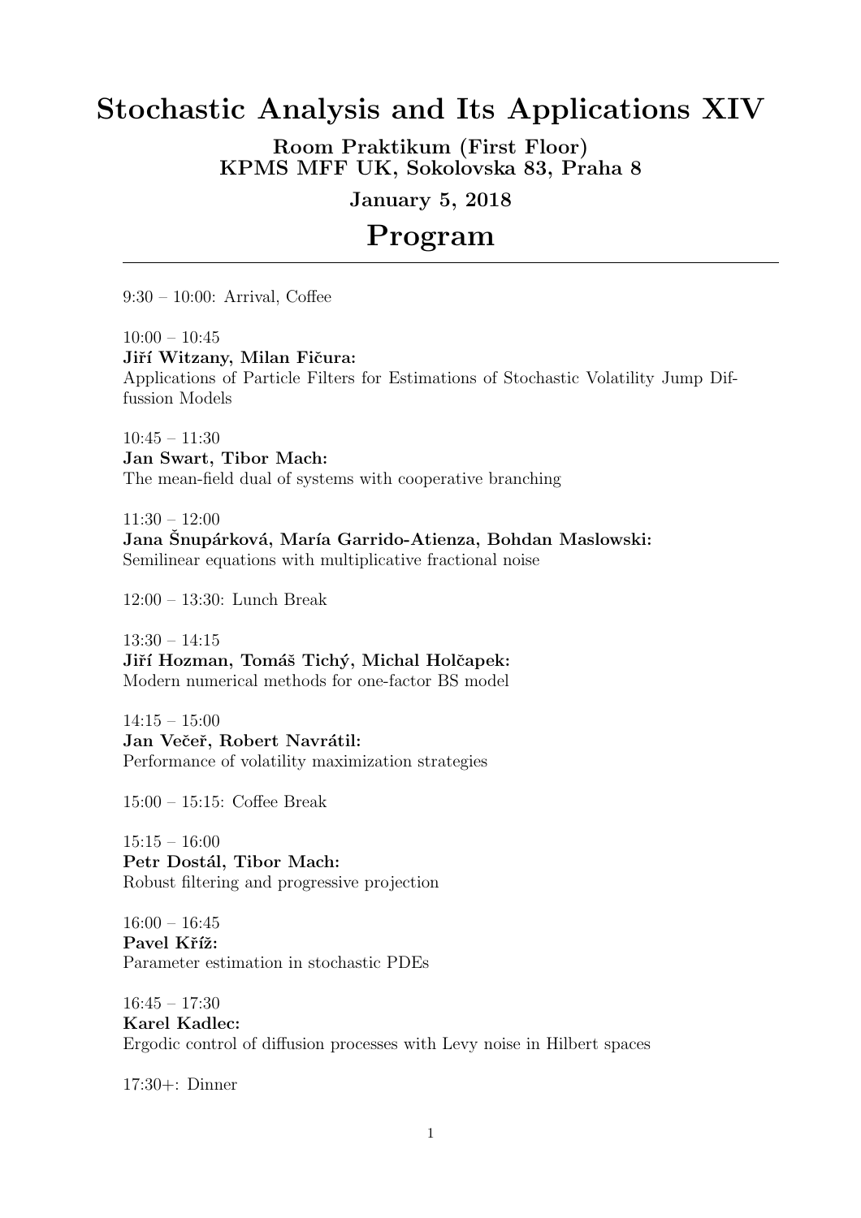# Stochastic Analysis and Its Applications XIV

**Room Praktikum (First Floor)**
**KPMS MFF UK, Sokolovska 83, Praha 8**

**January 5, 2018**

## Program

---

9:30 – 10:00: Arrival, Coffee

10:00 – 10:45
**Jiří Witzany, Milan Fičura:**
Applications of Particle Filters for Estimations of Stochastic Volatility Jump Diffussion Models

10:45 – 11:30
**Jan Swart, Tibor Mach:**
The mean-field dual of systems with cooperative branching

11:30 – 12:00
**Jana Šnupárková, María Garrido-Atienza, Bohdan Maslowski:**
Semilinear equations with multiplicative fractional noise

12:00 – 13:30: Lunch Break

13:30 – 14:15
**Jiří Hozman, Tomáš Tichý, Michal Holčapek:**
Modern numerical methods for one-factor BS model

14:15 – 15:00
**Jan Večeř, Robert Navrátil:**
Performance of volatility maximization strategies

15:00 – 15:15: Coffee Break

15:15 – 16:00
**Petr Dostál, Tibor Mach:**
Robust filtering and progressive projection

16:00 – 16:45
**Pavel Kříž:**
Parameter estimation in stochastic PDEs

16:45 – 17:30
**Karel Kadlec:**
Ergodic control of diffusion processes with Levy noise in Hilbert spaces

17:30+: Dinner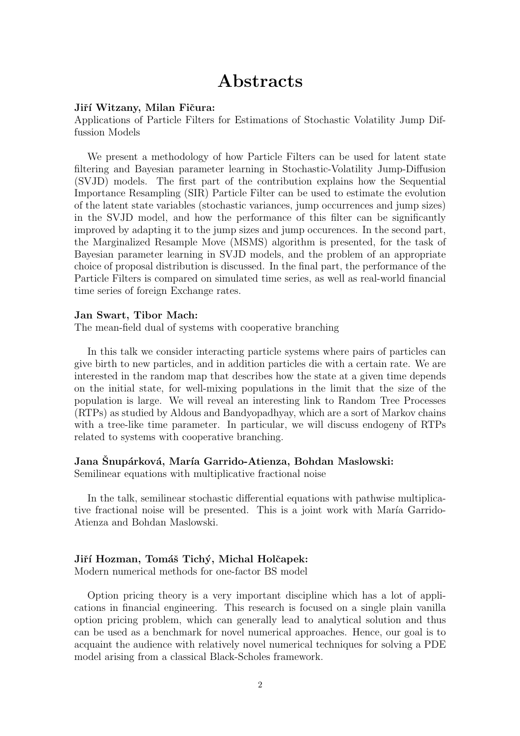# Abstracts

**Jiří Witzany, Milan Fičura:**
Applications of Particle Filters for Estimations of Stochastic Volatility Jump Diffussion Models

We present a methodology of how Particle Filters can be used for latent state filtering and Bayesian parameter learning in Stochastic-Volatility Jump-Diffusion (SVJD) models. The first part of the contribution explains how the Sequential Importance Resampling (SIR) Particle Filter can be used to estimate the evolution of the latent state variables (stochastic variances, jump occurrences and jump sizes) in the SVJD model, and how the performance of this filter can be significantly improved by adapting it to the jump sizes and jump occurences. In the second part, the Marginalized Resample Move (MSMS) algorithm is presented, for the task of Bayesian parameter learning in SVJD models, and the problem of an appropriate choice of proposal distribution is discussed. In the final part, the performance of the Particle Filters is compared on simulated time series, as well as real-world financial time series of foreign Exchange rates.

**Jan Swart, Tibor Mach:**
The mean-field dual of systems with cooperative branching

In this talk we consider interacting particle systems where pairs of particles can give birth to new particles, and in addition particles die with a certain rate. We are interested in the random map that describes how the state at a given time depends on the initial state, for well-mixing populations in the limit that the size of the population is large. We will reveal an interesting link to Random Tree Processes (RTPs) as studied by Aldous and Bandyopadhyay, which are a sort of Markov chains with a tree-like time parameter. In particular, we will discuss endogeny of RTPs related to systems with cooperative branching.

**Jana Šnupárková, María Garrido-Atienza, Bohdan Maslowski:**
Semilinear equations with multiplicative fractional noise

In the talk, semilinear stochastic differential equations with pathwise multiplicative fractional noise will be presented. This is a joint work with María Garrido-Atienza and Bohdan Maslowski.

**Jiří Hozman, Tomáš Tichý, Michal Holčapek:**
Modern numerical methods for one-factor BS model

Option pricing theory is a very important discipline which has a lot of applications in financial engineering. This research is focused on a single plain vanilla option pricing problem, which can generally lead to analytical solution and thus can be used as a benchmark for novel numerical approaches. Hence, our goal is to acquaint the audience with relatively novel numerical techniques for solving a PDE model arising from a classical Black-Scholes framework.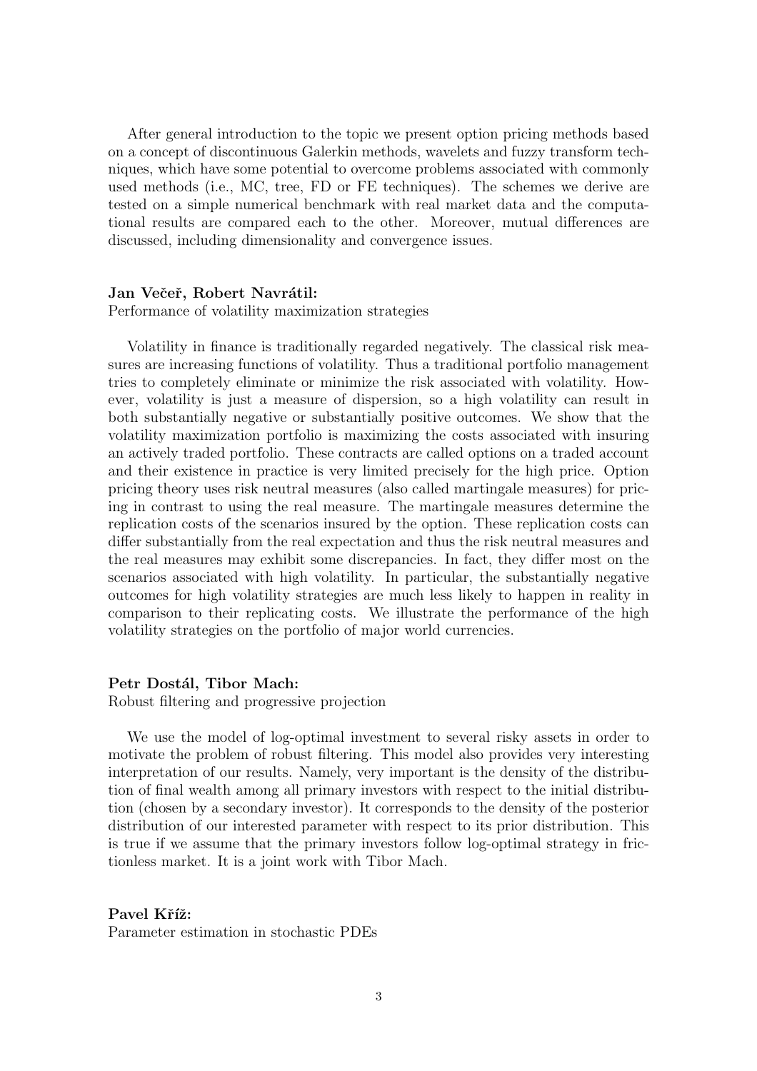After general introduction to the topic we present option pricing methods based on a concept of discontinuous Galerkin methods, wavelets and fuzzy transform techniques, which have some potential to overcome problems associated with commonly used methods (i.e., MC, tree, FD or FE techniques). The schemes we derive are tested on a simple numerical benchmark with real market data and the computational results are compared each to the other. Moreover, mutual differences are discussed, including dimensionality and convergence issues.

**Jan Večeř, Robert Navrátil:**
Performance of volatility maximization strategies

Volatility in finance is traditionally regarded negatively. The classical risk measures are increasing functions of volatility. Thus a traditional portfolio management tries to completely eliminate or minimize the risk associated with volatility. However, volatility is just a measure of dispersion, so a high volatility can result in both substantially negative or substantially positive outcomes. We show that the volatility maximization portfolio is maximizing the costs associated with insuring an actively traded portfolio. These contracts are called options on a traded account and their existence in practice is very limited precisely for the high price. Option pricing theory uses risk neutral measures (also called martingale measures) for pricing in contrast to using the real measure. The martingale measures determine the replication costs of the scenarios insured by the option. These replication costs can differ substantially from the real expectation and thus the risk neutral measures and the real measures may exhibit some discrepancies. In fact, they differ most on the scenarios associated with high volatility. In particular, the substantially negative outcomes for high volatility strategies are much less likely to happen in reality in comparison to their replicating costs. We illustrate the performance of the high volatility strategies on the portfolio of major world currencies.

**Petr Dostál, Tibor Mach:**
Robust filtering and progressive projection

We use the model of log-optimal investment to several risky assets in order to motivate the problem of robust filtering. This model also provides very interesting interpretation of our results. Namely, very important is the density of the distribution of final wealth among all primary investors with respect to the initial distribution (chosen by a secondary investor). It corresponds to the density of the posterior distribution of our interested parameter with respect to its prior distribution. This is true if we assume that the primary investors follow log-optimal strategy in frictionless market. It is a joint work with Tibor Mach.

**Pavel Kříž:**
Parameter estimation in stochastic PDEs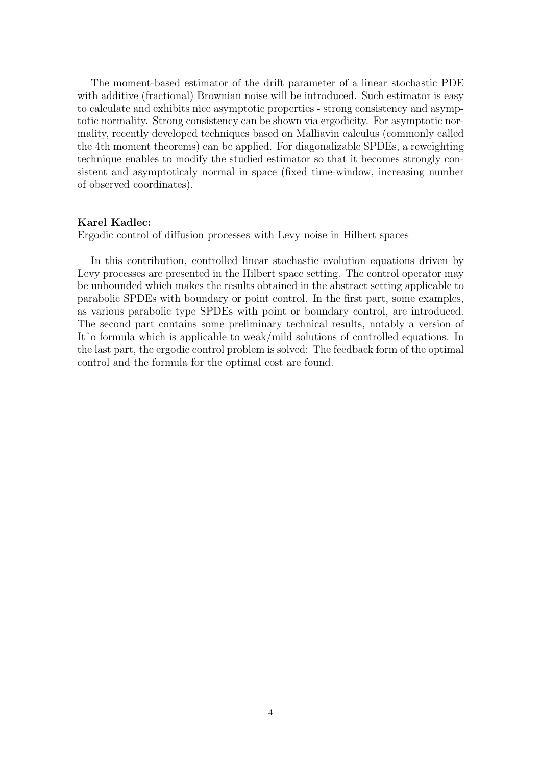The moment-based estimator of the drift parameter of a linear stochastic PDE with additive (fractional) Brownian noise will be introduced. Such estimator is easy to calculate and exhibits nice asymptotic properties - strong consistency and asymptotic normality. Strong consistency can be shown via ergodicity. For asymptotic normality, recently developed techniques based on Malliavin calculus (commonly called the 4th moment theorems) can be applied. For diagonalizable SPDEs, a reweighting technique enables to modify the studied estimator so that it becomes strongly consistent and asymptoticaly normal in space (fixed time-window, increasing number of observed coordinates).

**Karel Kadlec:**
Ergodic control of diffusion processes with Levy noise in Hilbert spaces

In this contribution, controlled linear stochastic evolution equations driven by Levy processes are presented in the Hilbert space setting. The control operator may be unbounded which makes the results obtained in the abstract setting applicable to parabolic SPDEs with boundary or point control. In the first part, some examples, as various parabolic type SPDEs with point or boundary control, are introduced. The second part contains some preliminary technical results, notably a version of Itô formula which is applicable to weak/mild solutions of controlled equations. In the last part, the ergodic control problem is solved: The feedback form of the optimal control and the formula for the optimal cost are found.